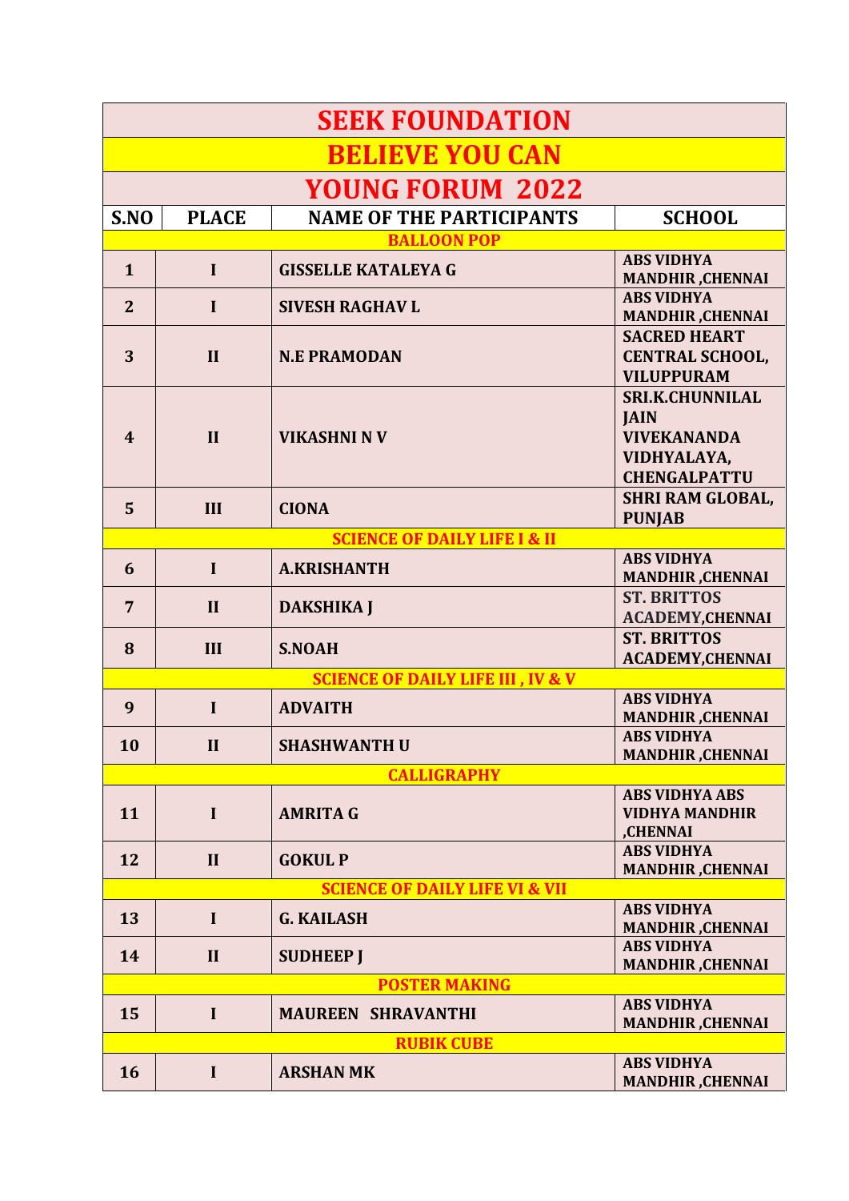# SEEK FOUNDATION

## BELIEVE YOU CAN

## YOUNG FORUM 2022

| S.NO | PLACE | NAME OF THE PARTICIPANTS | SCHOOL |
|---|---|---|---|
| **BALLOON POP** | | | |
| 1 | I | GISSELLE KATALEYA G | ABS VIDHYA MANDHIR ,CHENNAI |
| 2 | I | SIVESH RAGHAV L | ABS VIDHYA MANDHIR ,CHENNAI |
| 3 | II | N.E PRAMODAN | SACRED HEART CENTRAL SCHOOL, VILUPPURAM |
| 4 | II | VIKASHNI N V | SRI.K.CHUNNILAL JAIN VIVEKANANDA VIDHYALAYA, CHENGALPATTU |
| 5 | III | CIONA | SHRI RAM GLOBAL, PUNJAB |
| **SCIENCE OF DAILY LIFE I & II** | | | |
| 6 | I | A.KRISHANTH | ABS VIDHYA MANDHIR ,CHENNAI |
| 7 | II | DAKSHIKA J | ST. BRITTOS ACADEMY,CHENNAI |
| 8 | III | S.NOAH | ST. BRITTOS ACADEMY,CHENNAI |
| **SCIENCE OF DAILY LIFE III , IV & V** | | | |
| 9 | I | ADVAITH | ABS VIDHYA MANDHIR ,CHENNAI |
| 10 | II | SHASHWANTH U | ABS VIDHYA MANDHIR ,CHENNAI |
| **CALLIGRAPHY** | | | |
| 11 | I | AMRITA G | ABS VIDHYA ABS VIDHYA MANDHIR ,CHENNAI |
| 12 | II | GOKUL P | ABS VIDHYA MANDHIR ,CHENNAI |
| **SCIENCE OF DAILY LIFE VI & VII** | | | |
| 13 | I | G. KAILASH | ABS VIDHYA MANDHIR ,CHENNAI |
| 14 | II | SUDHEEP J | ABS VIDHYA MANDHIR ,CHENNAI |
| **POSTER MAKING** | | | |
| 15 | I | MAUREEN SHRAVANTHI | ABS VIDHYA MANDHIR ,CHENNAI |
| **RUBIK CUBE** | | | |
| 16 | I | ARSHAN MK | ABS VIDHYA MANDHIR ,CHENNAI |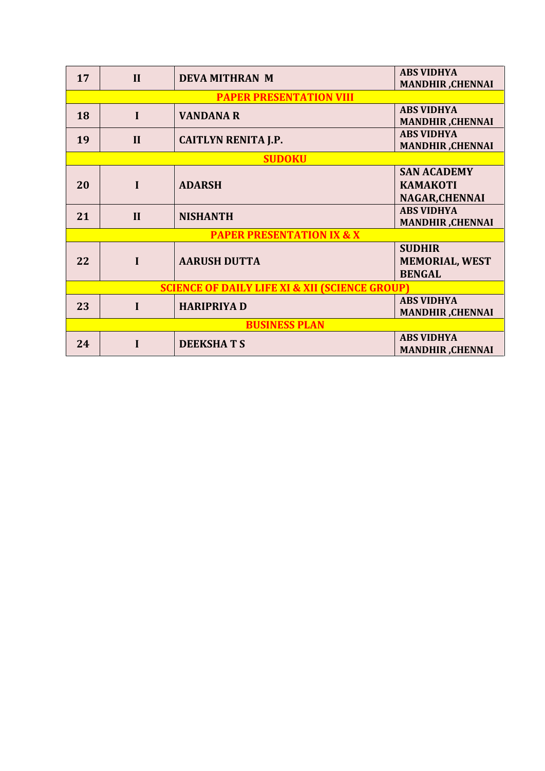| | | | |
|---|---|---|---|
| 17 | II | DEVA MITHRAN M | ABS VIDHYA MANDHIR ,CHENNAI |
| **PAPER PRESENTATION VIII** | | | |
| 18 | I | VANDANA R | ABS VIDHYA MANDHIR ,CHENNAI |
| 19 | II | CAITLYN RENITA J.P. | ABS VIDHYA MANDHIR ,CHENNAI |
| **SUDOKU** | | | |
| 20 | I | ADARSH | SAN ACADEMY KAMAKOTI NAGAR,CHENNAI |
| 21 | II | NISHANTH | ABS VIDHYA MANDHIR ,CHENNAI |
| **PAPER PRESENTATION IX & X** | | | |
| 22 | I | AARUSH DUTTA | SUDHIR MEMORIAL, WEST BENGAL |
| **SCIENCE OF DAILY LIFE XI & XII (SCIENCE GROUP)** | | | |
| 23 | I | HARIPRIYA D | ABS VIDHYA MANDHIR ,CHENNAI |
| **BUSINESS PLAN** | | | |
| 24 | I | DEEKSHA T S | ABS VIDHYA MANDHIR ,CHENNAI |